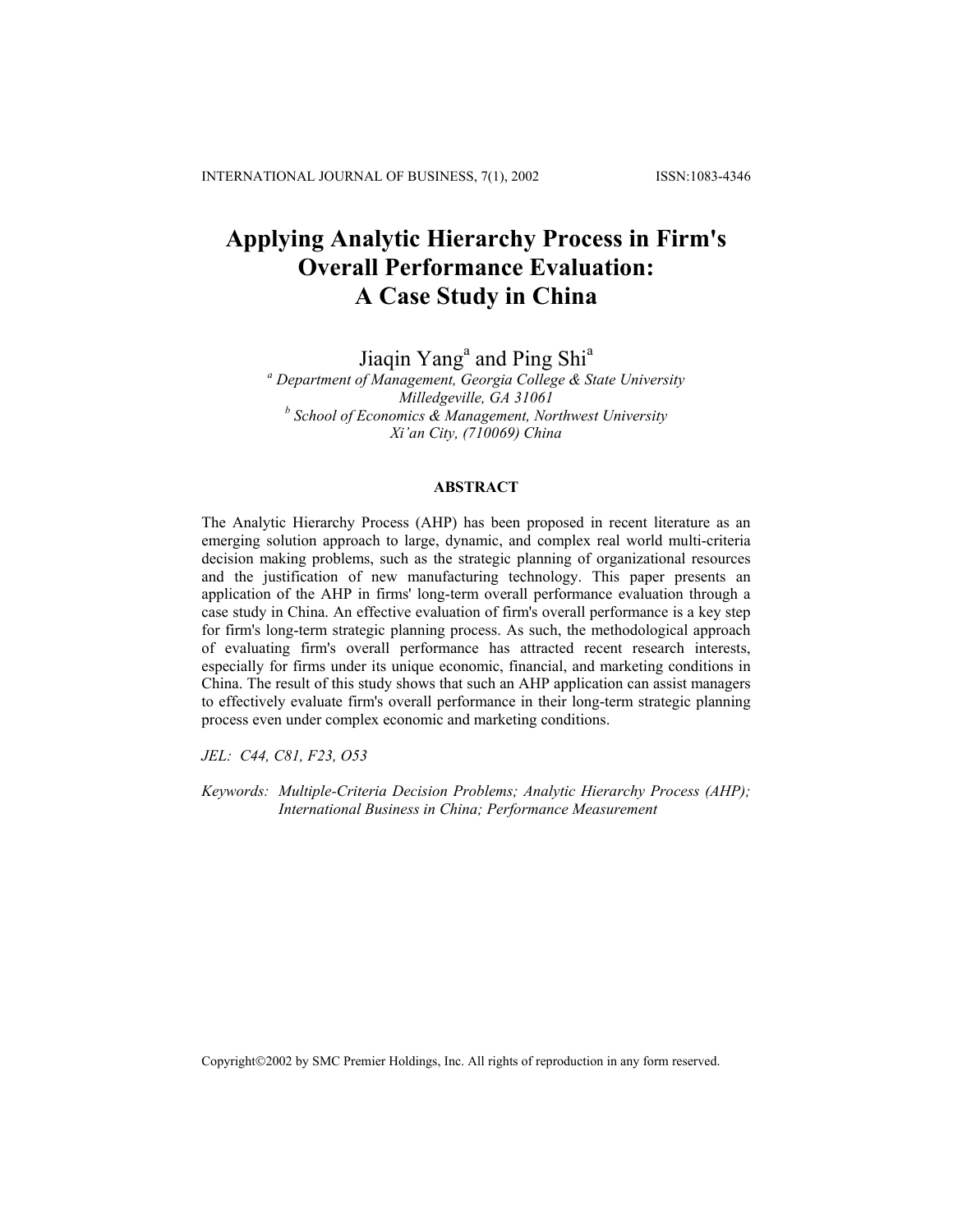# Applying Analytic Hierarchy Process in Firm's Overall Performance Evaluation: A Case Study in China

Jiaqin Yang[a] and Ping Shi[a]

[a] *Department of Management, Georgia College & State University*
*Milledgeville, GA 31061*
[b] *School of Economics & Management, Northwest University*
*Xi'an City, (710069) China*

## ABSTRACT

The Analytic Hierarchy Process (AHP) has been proposed in recent literature as an emerging solution approach to large, dynamic, and complex real world multi-criteria decision making problems, such as the strategic planning of organizational resources and the justification of new manufacturing technology. This paper presents an application of the AHP in firms' long-term overall performance evaluation through a case study in China. An effective evaluation of firm's overall performance is a key step for firm's long-term strategic planning process. As such, the methodological approach of evaluating firm's overall performance has attracted recent research interests, especially for firms under its unique economic, financial, and marketing conditions in China. The result of this study shows that such an AHP application can assist managers to effectively evaluate firm's overall performance in their long-term strategic planning process even under complex economic and marketing conditions.

*JEL: C44, C81, F23, O53*

*Keywords: Multiple-Criteria Decision Problems; Analytic Hierarchy Process (AHP); International Business in China; Performance Measurement*

Copyright©2002 by SMC Premier Holdings, Inc. All rights of reproduction in any form reserved.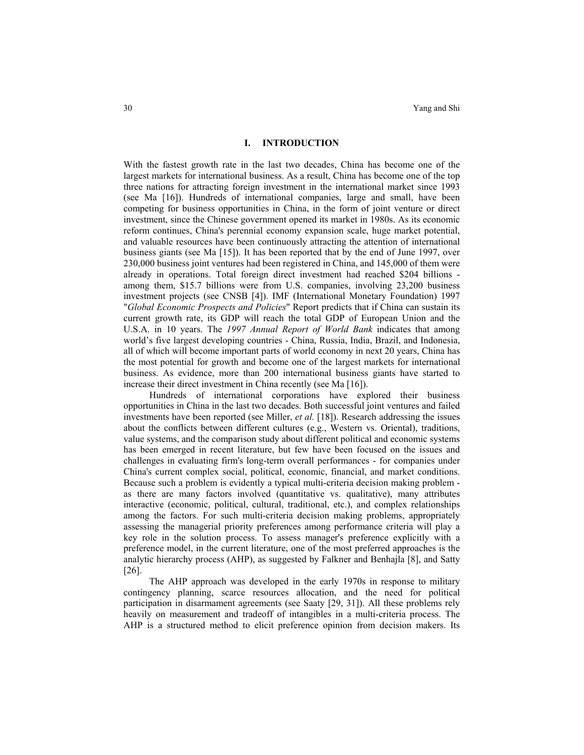## I. INTRODUCTION

With the fastest growth rate in the last two decades, China has become one of the largest markets for international business. As a result, China has become one of the top three nations for attracting foreign investment in the international market since 1993 (see Ma [16]). Hundreds of international companies, large and small, have been competing for business opportunities in China, in the form of joint venture or direct investment, since the Chinese government opened its market in 1980s. As its economic reform continues, China's perennial economy expansion scale, huge market potential, and valuable resources have been continuously attracting the attention of international business giants (see Ma [15]). It has been reported that by the end of June 1997, over 230,000 business joint ventures had been registered in China, and 145,000 of them were already in operations. Total foreign direct investment had reached \$204 billions - among them, \$15.7 billions were from U.S. companies, involving 23,200 business investment projects (see CNSB [4]). IMF (International Monetary Foundation) 1997 "*Global Economic Prospects and Policies*" Report predicts that if China can sustain its current growth rate, its GDP will reach the total GDP of European Union and the U.S.A. in 10 years. The *1997 Annual Report of World Bank* indicates that among world's five largest developing countries - China, Russia, India, Brazil, and Indonesia, all of which will become important parts of world economy in next 20 years, China has the most potential for growth and become one of the largest markets for international business. As evidence, more than 200 international business giants have started to increase their direct investment in China recently (see Ma [16]).

Hundreds of international corporations have explored their business opportunities in China in the last two decades. Both successful joint ventures and failed investments have been reported (see Miller, *et al.* [18]). Research addressing the issues about the conflicts between different cultures (e.g., Western vs. Oriental), traditions, value systems, and the comparison study about different political and economic systems has been emerged in recent literature, but few have been focused on the issues and challenges in evaluating firm's long-term overall performances - for companies under China's current complex social, political, economic, financial, and market conditions. Because such a problem is evidently a typical multi-criteria decision making problem - as there are many factors involved (quantitative vs. qualitative), many attributes interactive (economic, political, cultural, traditional, etc.), and complex relationships among the factors. For such multi-criteria decision making problems, appropriately assessing the managerial priority preferences among performance criteria will play a key role in the solution process. To assess manager's preference explicitly with a preference model, in the current literature, one of the most preferred approaches is the analytic hierarchy process (AHP), as suggested by Falkner and Benhajla [8], and Satty [26].

The AHP approach was developed in the early 1970s in response to military contingency planning, scarce resources allocation, and the need for political participation in disarmament agreements (see Saaty [29, 31]). All these problems rely heavily on measurement and tradeoff of intangibles in a multi-criteria process. The AHP is a structured method to elicit preference opinion from decision makers. Its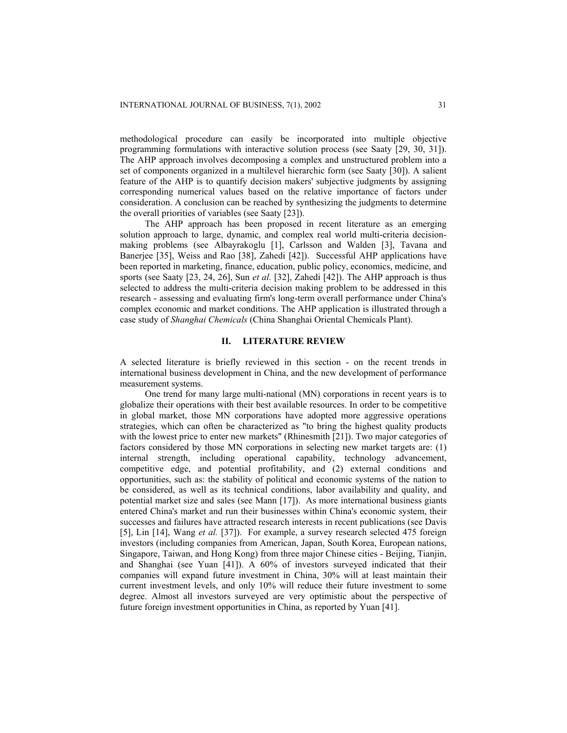methodological procedure can easily be incorporated into multiple objective programming formulations with interactive solution process (see Saaty [29, 30, 31]). The AHP approach involves decomposing a complex and unstructured problem into a set of components organized in a multilevel hierarchic form (see Saaty [30]). A salient feature of the AHP is to quantify decision makers' subjective judgments by assigning corresponding numerical values based on the relative importance of factors under consideration. A conclusion can be reached by synthesizing the judgments to determine the overall priorities of variables (see Saaty [23]).

The AHP approach has been proposed in recent literature as an emerging solution approach to large, dynamic, and complex real world multi-criteria decision-making problems (see Albayrakoglu [1], Carlsson and Walden [3], Tavana and Banerjee [35], Weiss and Rao [38], Zahedi [42]). Successful AHP applications have been reported in marketing, finance, education, public policy, economics, medicine, and sports (see Saaty [23, 24, 26], Sun *et al.* [32], Zahedi [42]). The AHP approach is thus selected to address the multi-criteria decision making problem to be addressed in this research - assessing and evaluating firm's long-term overall performance under China's complex economic and market conditions. The AHP application is illustrated through a case study of *Shanghai Chemicals* (China Shanghai Oriental Chemicals Plant).

## II. LITERATURE REVIEW

A selected literature is briefly reviewed in this section - on the recent trends in international business development in China, and the new development of performance measurement systems.

One trend for many large multi-national (MN) corporations in recent years is to globalize their operations with their best available resources. In order to be competitive in global market, those MN corporations have adopted more aggressive operations strategies, which can often be characterized as "to bring the highest quality products with the lowest price to enter new markets" (Rhinesmith [21]). Two major categories of factors considered by those MN corporations in selecting new market targets are: (1) internal strength, including operational capability, technology advancement, competitive edge, and potential profitability, and (2) external conditions and opportunities, such as: the stability of political and economic systems of the nation to be considered, as well as its technical conditions, labor availability and quality, and potential market size and sales (see Mann [17]). As more international business giants entered China's market and run their businesses within China's economic system, their successes and failures have attracted research interests in recent publications (see Davis [5], Lin [14], Wang *et al.* [37]). For example, a survey research selected 475 foreign investors (including companies from American, Japan, South Korea, European nations, Singapore, Taiwan, and Hong Kong) from three major Chinese cities - Beijing, Tianjin, and Shanghai (see Yuan [41]). A 60% of investors surveyed indicated that their companies will expand future investment in China, 30% will at least maintain their current investment levels, and only 10% will reduce their future investment to some degree. Almost all investors surveyed are very optimistic about the perspective of future foreign investment opportunities in China, as reported by Yuan [41].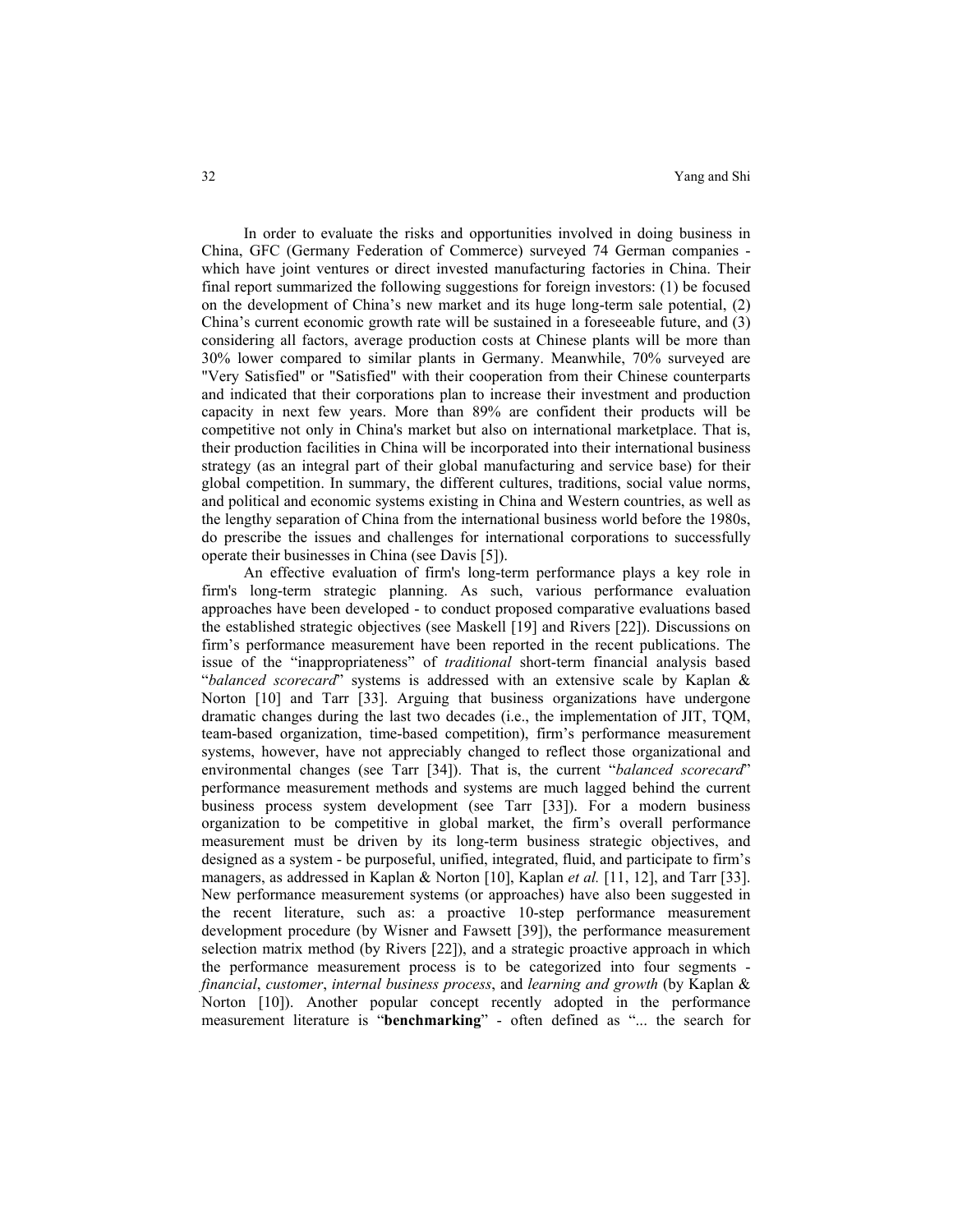In order to evaluate the risks and opportunities involved in doing business in China, GFC (Germany Federation of Commerce) surveyed 74 German companies - which have joint ventures or direct invested manufacturing factories in China. Their final report summarized the following suggestions for foreign investors: (1) be focused on the development of China's new market and its huge long-term sale potential, (2) China's current economic growth rate will be sustained in a foreseeable future, and (3) considering all factors, average production costs at Chinese plants will be more than 30% lower compared to similar plants in Germany. Meanwhile, 70% surveyed are "Very Satisfied" or "Satisfied" with their cooperation from their Chinese counterparts and indicated that their corporations plan to increase their investment and production capacity in next few years. More than 89% are confident their products will be competitive not only in China's market but also on international marketplace. That is, their production facilities in China will be incorporated into their international business strategy (as an integral part of their global manufacturing and service base) for their global competition. In summary, the different cultures, traditions, social value norms, and political and economic systems existing in China and Western countries, as well as the lengthy separation of China from the international business world before the 1980s, do prescribe the issues and challenges for international corporations to successfully operate their businesses in China (see Davis [5]).

An effective evaluation of firm's long-term performance plays a key role in firm's long-term strategic planning. As such, various performance evaluation approaches have been developed - to conduct proposed comparative evaluations based the established strategic objectives (see Maskell [19] and Rivers [22]). Discussions on firm's performance measurement have been reported in the recent publications. The issue of the "inappropriateness" of *traditional* short-term financial analysis based "*balanced scorecard*" systems is addressed with an extensive scale by Kaplan & Norton [10] and Tarr [33]. Arguing that business organizations have undergone dramatic changes during the last two decades (i.e., the implementation of JIT, TQM, team-based organization, time-based competition), firm's performance measurement systems, however, have not appreciably changed to reflect those organizational and environmental changes (see Tarr [34]). That is, the current "*balanced scorecard*" performance measurement methods and systems are much lagged behind the current business process system development (see Tarr [33]). For a modern business organization to be competitive in global market, the firm's overall performance measurement must be driven by its long-term business strategic objectives, and designed as a system - be purposeful, unified, integrated, fluid, and participate to firm's managers, as addressed in Kaplan & Norton [10], Kaplan *et al.* [11, 12], and Tarr [33]. New performance measurement systems (or approaches) have also been suggested in the recent literature, such as: a proactive 10-step performance measurement development procedure (by Wisner and Fawsett [39]), the performance measurement selection matrix method (by Rivers [22]), and a strategic proactive approach in which the performance measurement process is to be categorized into four segments - *financial*, *customer*, *internal business process*, and *learning and growth* (by Kaplan & Norton [10]). Another popular concept recently adopted in the performance measurement literature is "**benchmarking**" - often defined as "... the search for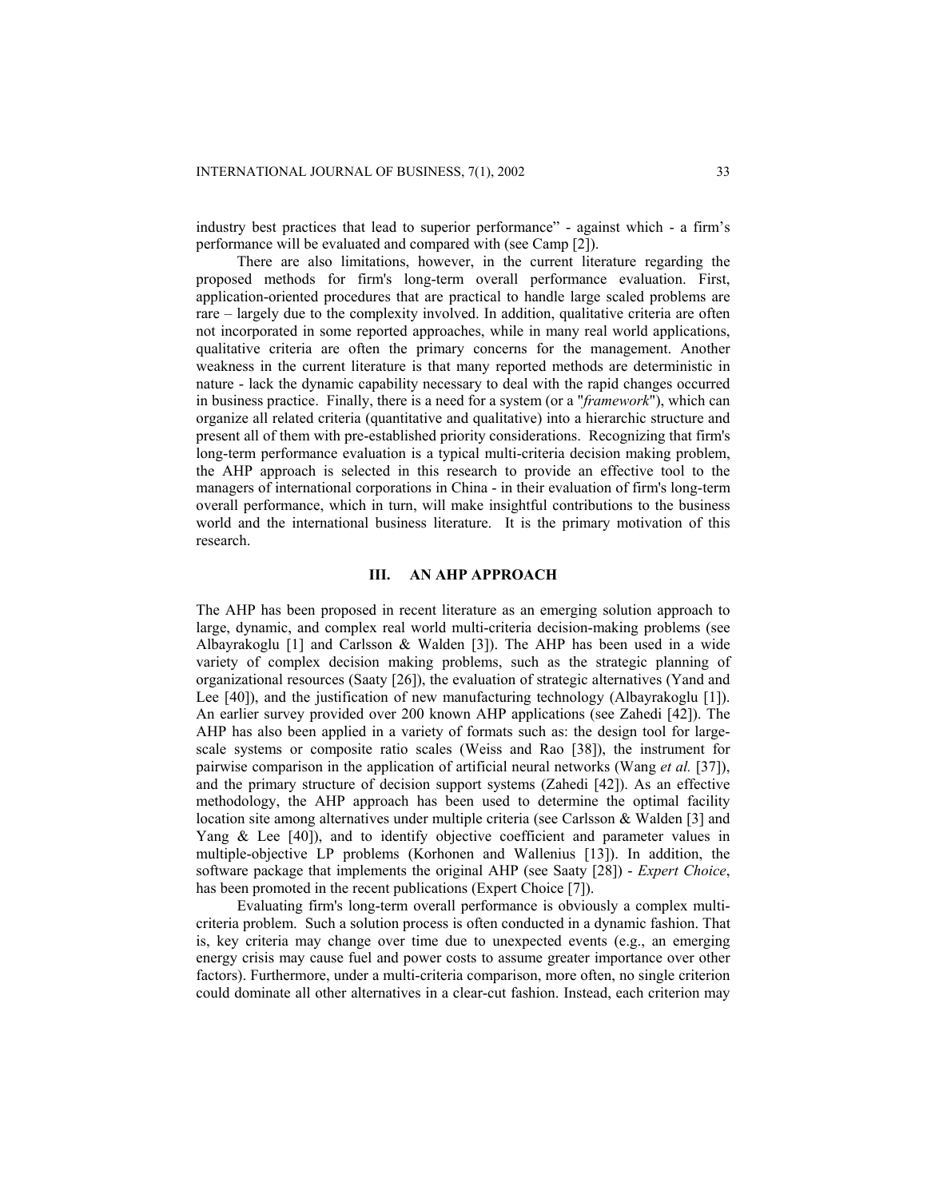industry best practices that lead to superior performance" - against which - a firm's performance will be evaluated and compared with (see Camp [2]).

There are also limitations, however, in the current literature regarding the proposed methods for firm's long-term overall performance evaluation. First, application-oriented procedures that are practical to handle large scaled problems are rare – largely due to the complexity involved. In addition, qualitative criteria are often not incorporated in some reported approaches, while in many real world applications, qualitative criteria are often the primary concerns for the management. Another weakness in the current literature is that many reported methods are deterministic in nature - lack the dynamic capability necessary to deal with the rapid changes occurred in business practice. Finally, there is a need for a system (or a "*framework*"), which can organize all related criteria (quantitative and qualitative) into a hierarchic structure and present all of them with pre-established priority considerations. Recognizing that firm's long-term performance evaluation is a typical multi-criteria decision making problem, the AHP approach is selected in this research to provide an effective tool to the managers of international corporations in China - in their evaluation of firm's long-term overall performance, which in turn, will make insightful contributions to the business world and the international business literature. It is the primary motivation of this research.

## III. AN AHP APPROACH

The AHP has been proposed in recent literature as an emerging solution approach to large, dynamic, and complex real world multi-criteria decision-making problems (see Albayrakoglu [1] and Carlsson & Walden [3]). The AHP has been used in a wide variety of complex decision making problems, such as the strategic planning of organizational resources (Saaty [26]), the evaluation of strategic alternatives (Yand and Lee [40]), and the justification of new manufacturing technology (Albayrakoglu [1]). An earlier survey provided over 200 known AHP applications (see Zahedi [42]). The AHP has also been applied in a variety of formats such as: the design tool for large-scale systems or composite ratio scales (Weiss and Rao [38]), the instrument for pairwise comparison in the application of artificial neural networks (Wang *et al.* [37]), and the primary structure of decision support systems (Zahedi [42]). As an effective methodology, the AHP approach has been used to determine the optimal facility location site among alternatives under multiple criteria (see Carlsson & Walden [3] and Yang & Lee [40]), and to identify objective coefficient and parameter values in multiple-objective LP problems (Korhonen and Wallenius [13]). In addition, the software package that implements the original AHP (see Saaty [28]) - *Expert Choice*, has been promoted in the recent publications (Expert Choice [7]).

Evaluating firm's long-term overall performance is obviously a complex multi-criteria problem. Such a solution process is often conducted in a dynamic fashion. That is, key criteria may change over time due to unexpected events (e.g., an emerging energy crisis may cause fuel and power costs to assume greater importance over other factors). Furthermore, under a multi-criteria comparison, more often, no single criterion could dominate all other alternatives in a clear-cut fashion. Instead, each criterion may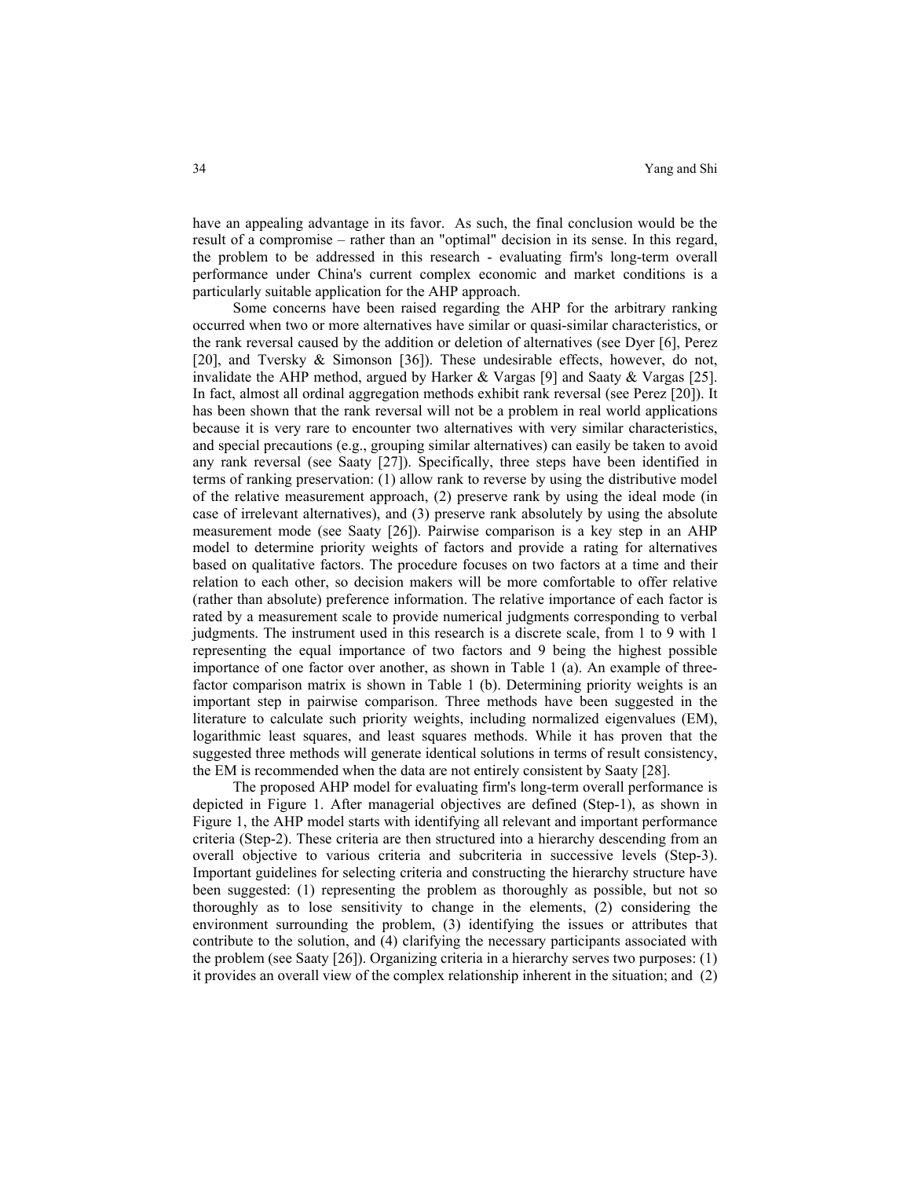have an appealing advantage in its favor. As such, the final conclusion would be the result of a compromise – rather than an "optimal" decision in its sense. In this regard, the problem to be addressed in this research - evaluating firm's long-term overall performance under China's current complex economic and market conditions is a particularly suitable application for the AHP approach.

Some concerns have been raised regarding the AHP for the arbitrary ranking occurred when two or more alternatives have similar or quasi-similar characteristics, or the rank reversal caused by the addition or deletion of alternatives (see Dyer [6], Perez [20], and Tversky & Simonson [36]). These undesirable effects, however, do not, invalidate the AHP method, argued by Harker & Vargas [9] and Saaty & Vargas [25]. In fact, almost all ordinal aggregation methods exhibit rank reversal (see Perez [20]). It has been shown that the rank reversal will not be a problem in real world applications because it is very rare to encounter two alternatives with very similar characteristics, and special precautions (e.g., grouping similar alternatives) can easily be taken to avoid any rank reversal (see Saaty [27]). Specifically, three steps have been identified in terms of ranking preservation: (1) allow rank to reverse by using the distributive model of the relative measurement approach, (2) preserve rank by using the ideal mode (in case of irrelevant alternatives), and (3) preserve rank absolutely by using the absolute measurement mode (see Saaty [26]). Pairwise comparison is a key step in an AHP model to determine priority weights of factors and provide a rating for alternatives based on qualitative factors. The procedure focuses on two factors at a time and their relation to each other, so decision makers will be more comfortable to offer relative (rather than absolute) preference information. The relative importance of each factor is rated by a measurement scale to provide numerical judgments corresponding to verbal judgments. The instrument used in this research is a discrete scale, from 1 to 9 with 1 representing the equal importance of two factors and 9 being the highest possible importance of one factor over another, as shown in Table 1 (a). An example of three-factor comparison matrix is shown in Table 1 (b). Determining priority weights is an important step in pairwise comparison. Three methods have been suggested in the literature to calculate such priority weights, including normalized eigenvalues (EM), logarithmic least squares, and least squares methods. While it has proven that the suggested three methods will generate identical solutions in terms of result consistency, the EM is recommended when the data are not entirely consistent by Saaty [28].

The proposed AHP model for evaluating firm's long-term overall performance is depicted in Figure 1. After managerial objectives are defined (Step-1), as shown in Figure 1, the AHP model starts with identifying all relevant and important performance criteria (Step-2). These criteria are then structured into a hierarchy descending from an overall objective to various criteria and subcriteria in successive levels (Step-3). Important guidelines for selecting criteria and constructing the hierarchy structure have been suggested: (1) representing the problem as thoroughly as possible, but not so thoroughly as to lose sensitivity to change in the elements, (2) considering the environment surrounding the problem, (3) identifying the issues or attributes that contribute to the solution, and (4) clarifying the necessary participants associated with the problem (see Saaty [26]). Organizing criteria in a hierarchy serves two purposes: (1) it provides an overall view of the complex relationship inherent in the situation; and (2)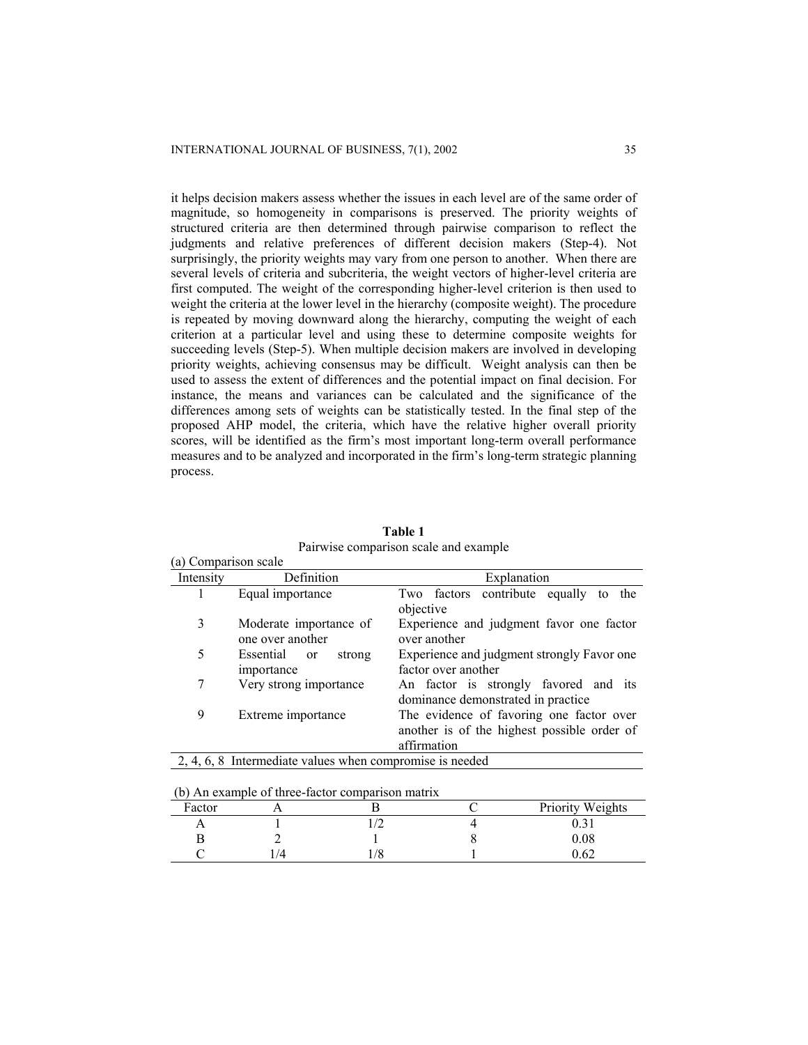it helps decision makers assess whether the issues in each level are of the same order of magnitude, so homogeneity in comparisons is preserved. The priority weights of structured criteria are then determined through pairwise comparison to reflect the judgments and relative preferences of different decision makers (Step-4). Not surprisingly, the priority weights may vary from one person to another. When there are several levels of criteria and subcriteria, the weight vectors of higher-level criteria are first computed. The weight of the corresponding higher-level criterion is then used to weight the criteria at the lower level in the hierarchy (composite weight). The procedure is repeated by moving downward along the hierarchy, computing the weight of each criterion at a particular level and using these to determine composite weights for succeeding levels (Step-5). When multiple decision makers are involved in developing priority weights, achieving consensus may be difficult. Weight analysis can then be used to assess the extent of differences and the potential impact on final decision. For instance, the means and variances can be calculated and the significance of the differences among sets of weights can be statistically tested. In the final step of the proposed AHP model, the criteria, which have the relative higher overall priority scores, will be identified as the firm's most important long-term overall performance measures and to be analyzed and incorporated in the firm's long-term strategic planning process.

**Table 1**

Pairwise comparison scale and example

(a) Comparison scale

| Intensity | Definition | Explanation |
|---|---|---|
| 1 | Equal importance | Two factors contribute equally to the objective |
| 3 | Moderate importance of one over another | Experience and judgment favor one factor over another |
| 5 | Essential or strong importance | Experience and judgment strongly Favor one factor over another |
| 7 | Very strong importance | An factor is strongly favored and its dominance demonstrated in practice |
| 9 | Extreme importance | The evidence of favoring one factor over another is of the highest possible order of affirmation |
| 2, 4, 6, 8 | Intermediate values when compromise is needed | |

(b) An example of three-factor comparison matrix

| Factor | A | B | C | Priority Weights |
|---|---|---|---|---|
| A | 1 | 1/2 | 4 | 0.31 |
| B | 2 | 1 | 8 | 0.08 |
| C | 1/4 | 1/8 | 1 | 0.62 |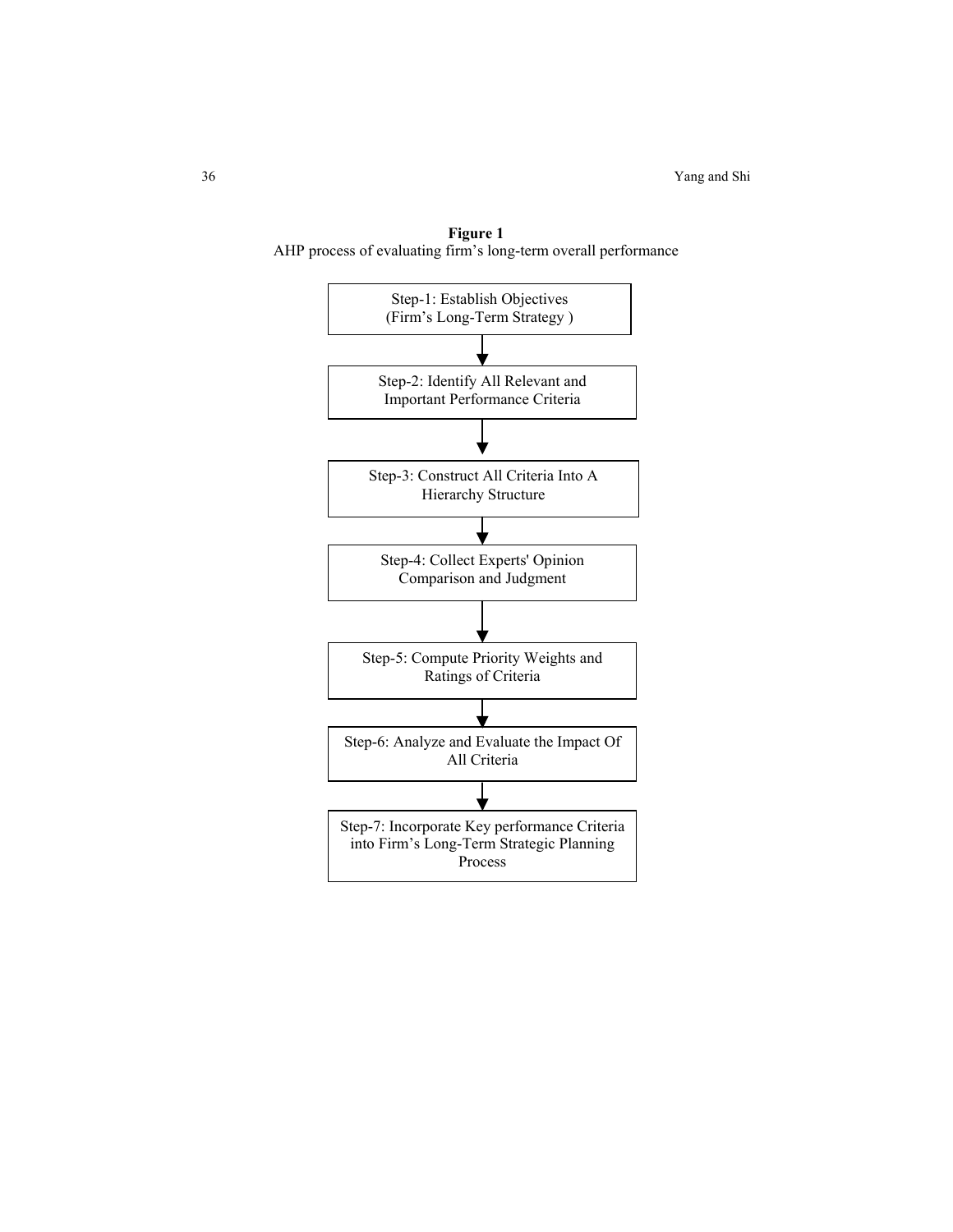**Figure 1**
AHP process of evaluating firm's long-term overall performance

Step-1: Establish Objectives (Firm's Long-Term Strategy )

↓

Step-2: Identify All Relevant and Important Performance Criteria

↓

Step-3: Construct All Criteria Into A Hierarchy Structure

↓

Step-4: Collect Experts' Opinion Comparison and Judgment

↓

Step-5: Compute Priority Weights and Ratings of Criteria

↓

Step-6: Analyze and Evaluate the Impact Of All Criteria

↓

Step-7: Incorporate Key performance Criteria into Firm's Long-Term Strategic Planning Process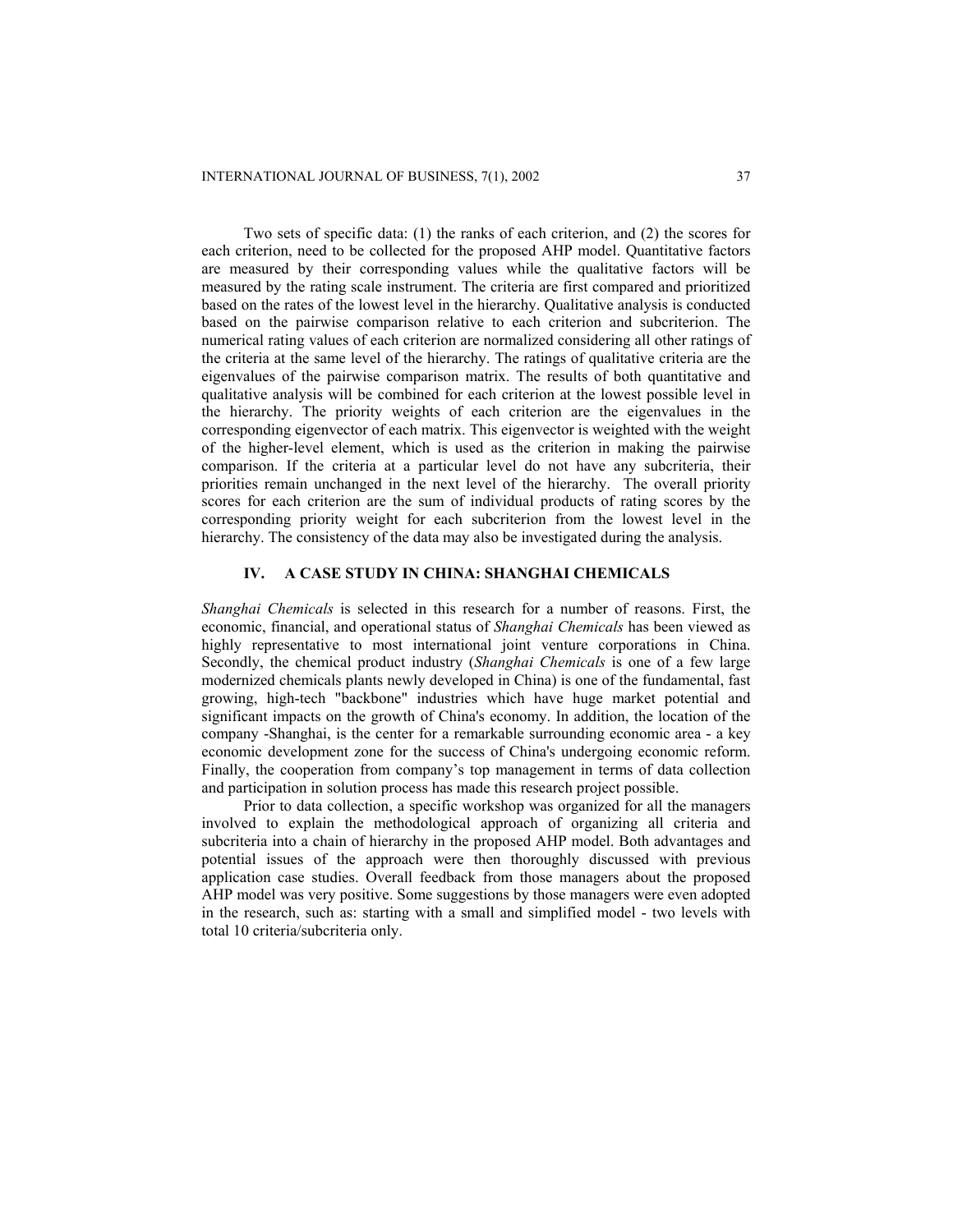Two sets of specific data: (1) the ranks of each criterion, and (2) the scores for each criterion, need to be collected for the proposed AHP model. Quantitative factors are measured by their corresponding values while the qualitative factors will be measured by the rating scale instrument. The criteria are first compared and prioritized based on the rates of the lowest level in the hierarchy. Qualitative analysis is conducted based on the pairwise comparison relative to each criterion and subcriterion. The numerical rating values of each criterion are normalized considering all other ratings of the criteria at the same level of the hierarchy. The ratings of qualitative criteria are the eigenvalues of the pairwise comparison matrix. The results of both quantitative and qualitative analysis will be combined for each criterion at the lowest possible level in the hierarchy. The priority weights of each criterion are the eigenvalues in the corresponding eigenvector of each matrix. This eigenvector is weighted with the weight of the higher-level element, which is used as the criterion in making the pairwise comparison. If the criteria at a particular level do not have any subcriteria, their priorities remain unchanged in the next level of the hierarchy. The overall priority scores for each criterion are the sum of individual products of rating scores by the corresponding priority weight for each subcriterion from the lowest level in the hierarchy. The consistency of the data may also be investigated during the analysis.

## IV. A CASE STUDY IN CHINA: SHANGHAI CHEMICALS

*Shanghai Chemicals* is selected in this research for a number of reasons. First, the economic, financial, and operational status of *Shanghai Chemicals* has been viewed as highly representative to most international joint venture corporations in China. Secondly, the chemical product industry (*Shanghai Chemicals* is one of a few large modernized chemicals plants newly developed in China) is one of the fundamental, fast growing, high-tech "backbone" industries which have huge market potential and significant impacts on the growth of China's economy. In addition, the location of the company -Shanghai, is the center for a remarkable surrounding economic area - a key economic development zone for the success of China's undergoing economic reform. Finally, the cooperation from company's top management in terms of data collection and participation in solution process has made this research project possible.

Prior to data collection, a specific workshop was organized for all the managers involved to explain the methodological approach of organizing all criteria and subcriteria into a chain of hierarchy in the proposed AHP model. Both advantages and potential issues of the approach were then thoroughly discussed with previous application case studies. Overall feedback from those managers about the proposed AHP model was very positive. Some suggestions by those managers were even adopted in the research, such as: starting with a small and simplified model - two levels with total 10 criteria/subcriteria only.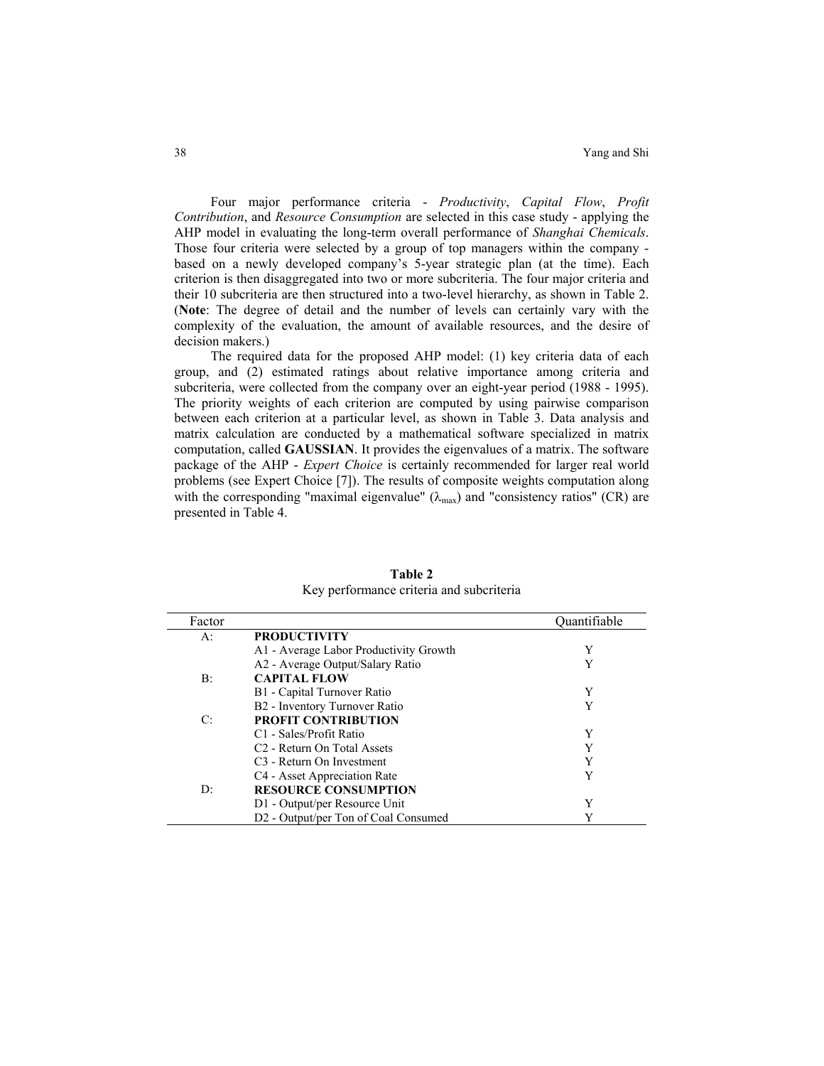Four major performance criteria - *Productivity*, *Capital Flow*, *Profit Contribution*, and *Resource Consumption* are selected in this case study - applying the AHP model in evaluating the long-term overall performance of *Shanghai Chemicals*. Those four criteria were selected by a group of top managers within the company - based on a newly developed company's 5-year strategic plan (at the time). Each criterion is then disaggregated into two or more subcriteria. The four major criteria and their 10 subcriteria are then structured into a two-level hierarchy, as shown in Table 2. (**Note**: The degree of detail and the number of levels can certainly vary with the complexity of the evaluation, the amount of available resources, and the desire of decision makers.)

The required data for the proposed AHP model: (1) key criteria data of each group, and (2) estimated ratings about relative importance among criteria and subcriteria, were collected from the company over an eight-year period (1988 - 1995). The priority weights of each criterion are computed by using pairwise comparison between each criterion at a particular level, as shown in Table 3. Data analysis and matrix calculation are conducted by a mathematical software specialized in matrix computation, called **GAUSSIAN**. It provides the eigenvalues of a matrix. The software package of the AHP - *Expert Choice* is certainly recommended for larger real world problems (see Expert Choice [7]). The results of composite weights computation along with the corresponding "maximal eigenvalue" ($\lambda_{max}$) and "consistency ratios" (CR) are presented in Table 4.

**Table 2**
Key performance criteria and subcriteria

| Factor | | Quantifiable |
|---|---|---|
| A: | **PRODUCTIVITY** | |
| | A1 - Average Labor Productivity Growth | Y |
| | A2 - Average Output/Salary Ratio | Y |
| B: | **CAPITAL FLOW** | |
| | B1 - Capital Turnover Ratio | Y |
| | B2 - Inventory Turnover Ratio | Y |
| C: | **PROFIT CONTRIBUTION** | |
| | C1 - Sales/Profit Ratio | Y |
| | C2 - Return On Total Assets | Y |
| | C3 - Return On Investment | Y |
| | C4 - Asset Appreciation Rate | Y |
| D: | **RESOURCE CONSUMPTION** | |
| | D1 - Output/per Resource Unit | Y |
| | D2 - Output/per Ton of Coal Consumed | Y |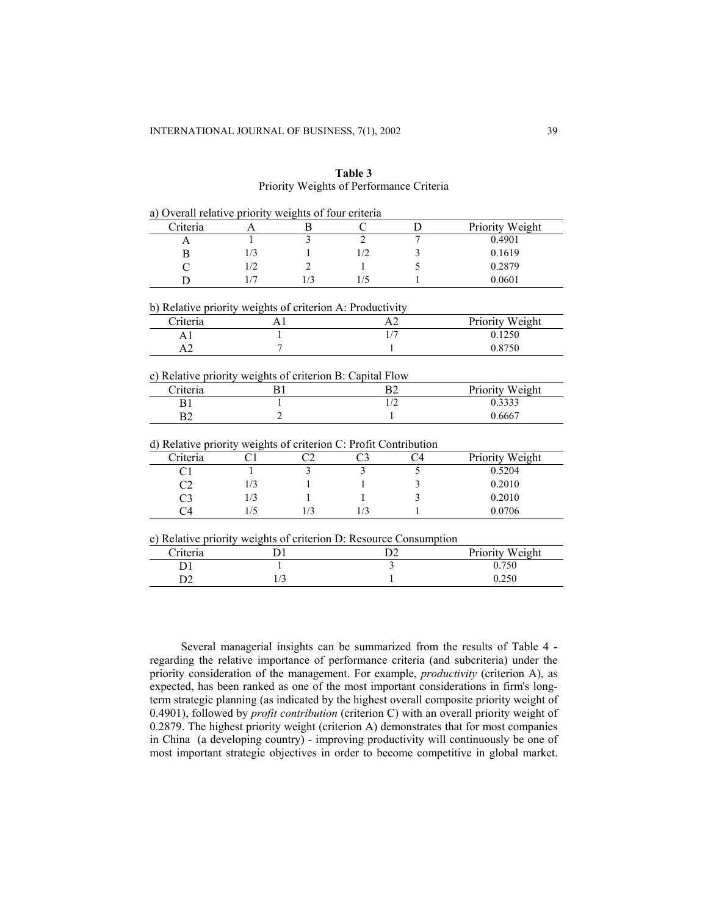**Table 3**
Priority Weights of Performance Criteria

a) Overall relative priority weights of four criteria

| Criteria | A | B | C | D | Priority Weight |
|---|---|---|---|---|---|
| A | 1 | 3 | 2 | 7 | 0.4901 |
| B | 1/3 | 1 | 1/2 | 3 | 0.1619 |
| C | 1/2 | 2 | 1 | 5 | 0.2879 |
| D | 1/7 | 1/3 | 1/5 | 1 | 0.0601 |

b) Relative priority weights of criterion A: Productivity

| Criteria | A1 | A2 | Priority Weight |
|---|---|---|---|
| A1 | 1 | 1/7 | 0.1250 |
| A2 | 7 | 1 | 0.8750 |

c) Relative priority weights of criterion B: Capital Flow

| Criteria | B1 | B2 | Priority Weight |
|---|---|---|---|
| B1 | 1 | 1/2 | 0.3333 |
| B2 | 2 | 1 | 0.6667 |

d) Relative priority weights of criterion C: Profit Contribution

| Criteria | C1 | C2 | C3 | C4 | Priority Weight |
|---|---|---|---|---|---|
| C1 | 1 | 3 | 3 | 5 | 0.5204 |
| C2 | 1/3 | 1 | 1 | 3 | 0.2010 |
| C3 | 1/3 | 1 | 1 | 3 | 0.2010 |
| C4 | 1/5 | 1/3 | 1/3 | 1 | 0.0706 |

e) Relative priority weights of criterion D: Resource Consumption

| Criteria | D1 | D2 | Priority Weight |
|---|---|---|---|
| D1 | 1 | 3 | 0.750 |
| D2 | 1/3 | 1 | 0.250 |

Several managerial insights can be summarized from the results of Table 4 - regarding the relative importance of performance criteria (and subcriteria) under the priority consideration of the management. For example, *productivity* (criterion A), as expected, has been ranked as one of the most important considerations in firm's long-term strategic planning (as indicated by the highest overall composite priority weight of 0.4901), followed by *profit contribution* (criterion C) with an overall priority weight of 0.2879. The highest priority weight (criterion A) demonstrates that for most companies in China (a developing country) - improving productivity will continuously be one of most important strategic objectives in order to become competitive in global market.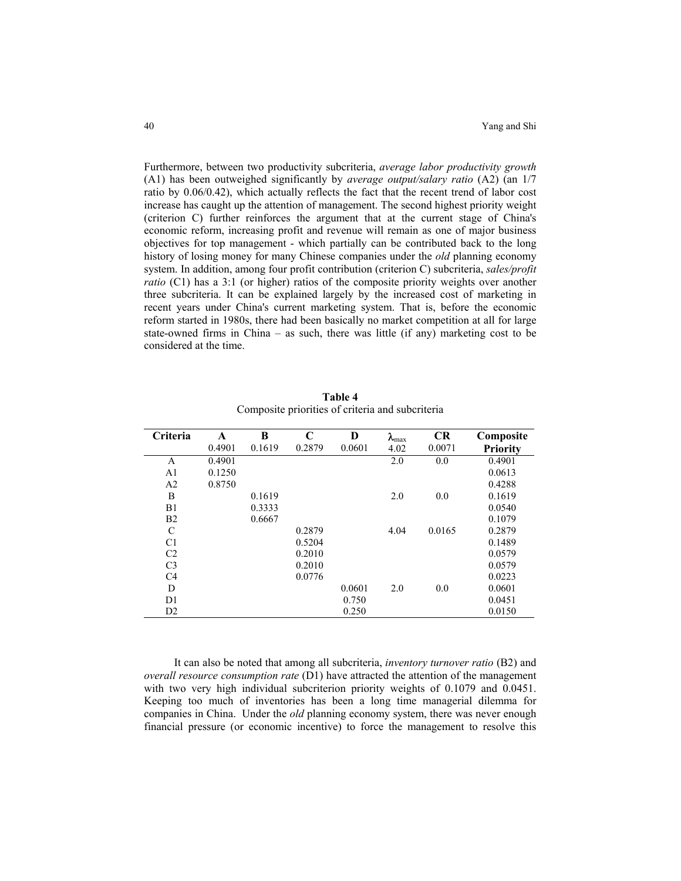Furthermore, between two productivity subcriteria, *average labor productivity growth* (A1) has been outweighed significantly by *average output/salary ratio* (A2) (an 1/7 ratio by 0.06/0.42), which actually reflects the fact that the recent trend of labor cost increase has caught up the attention of management. The second highest priority weight (criterion C) further reinforces the argument that at the current stage of China's economic reform, increasing profit and revenue will remain as one of major business objectives for top management - which partially can be contributed back to the long history of losing money for many Chinese companies under the *old* planning economy system. In addition, among four profit contribution (criterion C) subcriteria, *sales/profit ratio* (C1) has a 3:1 (or higher) ratios of the composite priority weights over another three subcriteria. It can be explained largely by the increased cost of marketing in recent years under China's current marketing system. That is, before the economic reform started in 1980s, there had been basically no market competition at all for large state-owned firms in China – as such, there was little (if any) marketing cost to be considered at the time.

**Table 4**

Composite priorities of criteria and subcriteria

| Criteria | A | B | C | D | $\lambda_{max}$ | CR | Composite |
|---|---|---|---|---|---|---|---|
| | 0.4901 | 0.1619 | 0.2879 | 0.0601 | 4.02 | 0.0071 | **Priority** |
| A | 0.4901 | | | | 2.0 | 0.0 | 0.4901 |
| A1 | 0.1250 | | | | | | 0.0613 |
| A2 | 0.8750 | | | | | | 0.4288 |
| B | | 0.1619 | | | 2.0 | 0.0 | 0.1619 |
| B1 | | 0.3333 | | | | | 0.0540 |
| B2 | | 0.6667 | | | | | 0.1079 |
| C | | | 0.2879 | | 4.04 | 0.0165 | 0.2879 |
| C1 | | | 0.5204 | | | | 0.1489 |
| C2 | | | 0.2010 | | | | 0.0579 |
| C3 | | | 0.2010 | | | | 0.0579 |
| C4 | | | 0.0776 | | | | 0.0223 |
| D | | | | 0.0601 | 2.0 | 0.0 | 0.0601 |
| D1 | | | | 0.750 | | | 0.0451 |
| D2 | | | | 0.250 | | | 0.0150 |

It can also be noted that among all subcriteria, *inventory turnover ratio* (B2) and *overall resource consumption rate* (D1) have attracted the attention of the management with two very high individual subcriterion priority weights of 0.1079 and 0.0451. Keeping too much of inventories has been a long time managerial dilemma for companies in China. Under the *old* planning economy system, there was never enough financial pressure (or economic incentive) to force the management to resolve this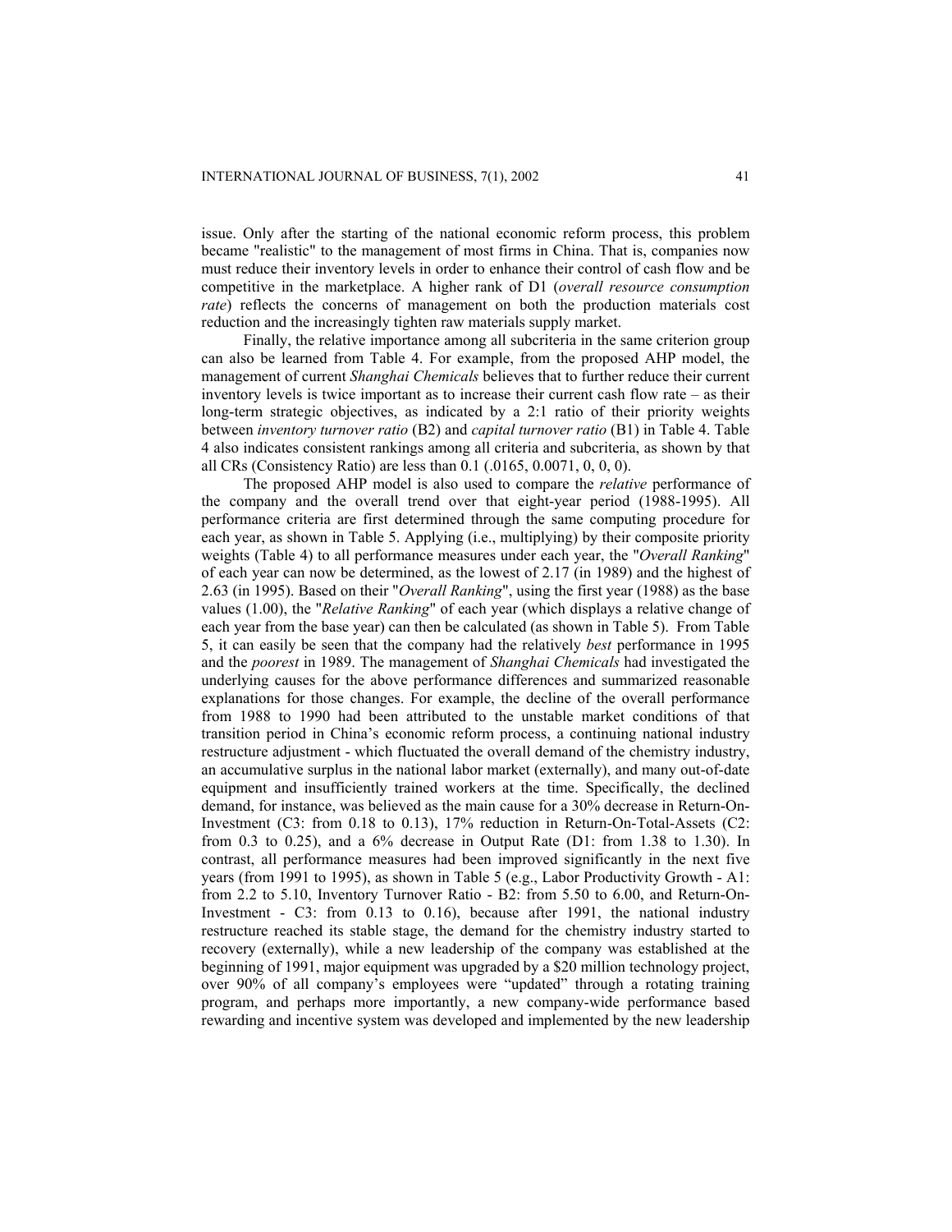issue. Only after the starting of the national economic reform process, this problem became "realistic" to the management of most firms in China. That is, companies now must reduce their inventory levels in order to enhance their control of cash flow and be competitive in the marketplace. A higher rank of D1 (*overall resource consumption rate*) reflects the concerns of management on both the production materials cost reduction and the increasingly tighten raw materials supply market.

Finally, the relative importance among all subcriteria in the same criterion group can also be learned from Table 4. For example, from the proposed AHP model, the management of current *Shanghai Chemicals* believes that to further reduce their current inventory levels is twice important as to increase their current cash flow rate – as their long-term strategic objectives, as indicated by a 2:1 ratio of their priority weights between *inventory turnover ratio* (B2) and *capital turnover ratio* (B1) in Table 4. Table 4 also indicates consistent rankings among all criteria and subcriteria, as shown by that all CRs (Consistency Ratio) are less than 0.1 (.0165, 0.0071, 0, 0, 0).

The proposed AHP model is also used to compare the *relative* performance of the company and the overall trend over that eight-year period (1988-1995). All performance criteria are first determined through the same computing procedure for each year, as shown in Table 5. Applying (i.e., multiplying) by their composite priority weights (Table 4) to all performance measures under each year, the "*Overall Ranking*" of each year can now be determined, as the lowest of 2.17 (in 1989) and the highest of 2.63 (in 1995). Based on their "*Overall Ranking*", using the first year (1988) as the base values (1.00), the "*Relative Ranking*" of each year (which displays a relative change of each year from the base year) can then be calculated (as shown in Table 5). From Table 5, it can easily be seen that the company had the relatively *best* performance in 1995 and the *poorest* in 1989. The management of *Shanghai Chemicals* had investigated the underlying causes for the above performance differences and summarized reasonable explanations for those changes. For example, the decline of the overall performance from 1988 to 1990 had been attributed to the unstable market conditions of that transition period in China's economic reform process, a continuing national industry restructure adjustment - which fluctuated the overall demand of the chemistry industry, an accumulative surplus in the national labor market (externally), and many out-of-date equipment and insufficiently trained workers at the time. Specifically, the declined demand, for instance, was believed as the main cause for a 30% decrease in Return-On-Investment (C3: from 0.18 to 0.13), 17% reduction in Return-On-Total-Assets (C2: from 0.3 to 0.25), and a 6% decrease in Output Rate (D1: from 1.38 to 1.30). In contrast, all performance measures had been improved significantly in the next five years (from 1991 to 1995), as shown in Table 5 (e.g., Labor Productivity Growth - A1: from 2.2 to 5.10, Inventory Turnover Ratio - B2: from 5.50 to 6.00, and Return-On-Investment - C3: from 0.13 to 0.16), because after 1991, the national industry restructure reached its stable stage, the demand for the chemistry industry started to recovery (externally), while a new leadership of the company was established at the beginning of 1991, major equipment was upgraded by a $20 million technology project, over 90% of all company's employees were "updated" through a rotating training program, and perhaps more importantly, a new company-wide performance based rewarding and incentive system was developed and implemented by the new leadership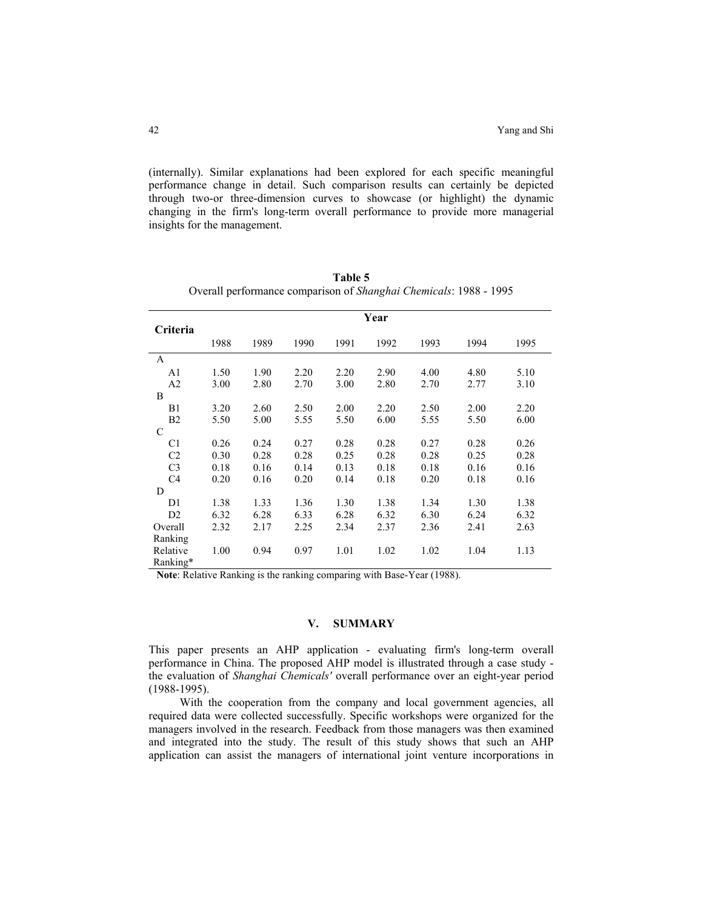(internally). Similar explanations had been explored for each specific meaningful performance change in detail. Such comparison results can certainly be depicted through two-or three-dimension curves to showcase (or highlight) the dynamic changing in the firm's long-term overall performance to provide more managerial insights for the management.

**Table 5**
Overall performance comparison of *Shanghai Chemicals*: 1988 - 1995

| **Criteria** | **Year** | | | | | | | |
|---|---|---|---|---|---|---|---|---|
| | 1988 | 1989 | 1990 | 1991 | 1992 | 1993 | 1994 | 1995 |
| A | | | | | | | | |
| A1 | 1.50 | 1.90 | 2.20 | 2.20 | 2.90 | 4.00 | 4.80 | 5.10 |
| A2 | 3.00 | 2.80 | 2.70 | 3.00 | 2.80 | 2.70 | 2.77 | 3.10 |
| B | | | | | | | | |
| B1 | 3.20 | 2.60 | 2.50 | 2.00 | 2.20 | 2.50 | 2.00 | 2.20 |
| B2 | 5.50 | 5.00 | 5.55 | 5.50 | 6.00 | 5.55 | 5.50 | 6.00 |
| C | | | | | | | | |
| C1 | 0.26 | 0.24 | 0.27 | 0.28 | 0.28 | 0.27 | 0.28 | 0.26 |
| C2 | 0.30 | 0.28 | 0.28 | 0.25 | 0.28 | 0.28 | 0.25 | 0.28 |
| C3 | 0.18 | 0.16 | 0.14 | 0.13 | 0.18 | 0.18 | 0.16 | 0.16 |
| C4 | 0.20 | 0.16 | 0.20 | 0.14 | 0.18 | 0.20 | 0.18 | 0.16 |
| D | | | | | | | | |
| D1 | 1.38 | 1.33 | 1.36 | 1.30 | 1.38 | 1.34 | 1.30 | 1.38 |
| D2 | 6.32 | 6.28 | 6.33 | 6.28 | 6.32 | 6.30 | 6.24 | 6.32 |
| Overall Ranking | 2.32 | 2.17 | 2.25 | 2.34 | 2.37 | 2.36 | 2.41 | 2.63 |
| Relative Ranking* | 1.00 | 0.94 | 0.97 | 1.01 | 1.02 | 1.02 | 1.04 | 1.13 |

**Note**: Relative Ranking is the ranking comparing with Base-Year (1988).

## V. SUMMARY

This paper presents an AHP application - evaluating firm's long-term overall performance in China. The proposed AHP model is illustrated through a case study - the evaluation of *Shanghai Chemicals'* overall performance over an eight-year period (1988-1995).

With the cooperation from the company and local government agencies, all required data were collected successfully. Specific workshops were organized for the managers involved in the research. Feedback from those managers was then examined and integrated into the study. The result of this study shows that such an AHP application can assist the managers of international joint venture incorporations in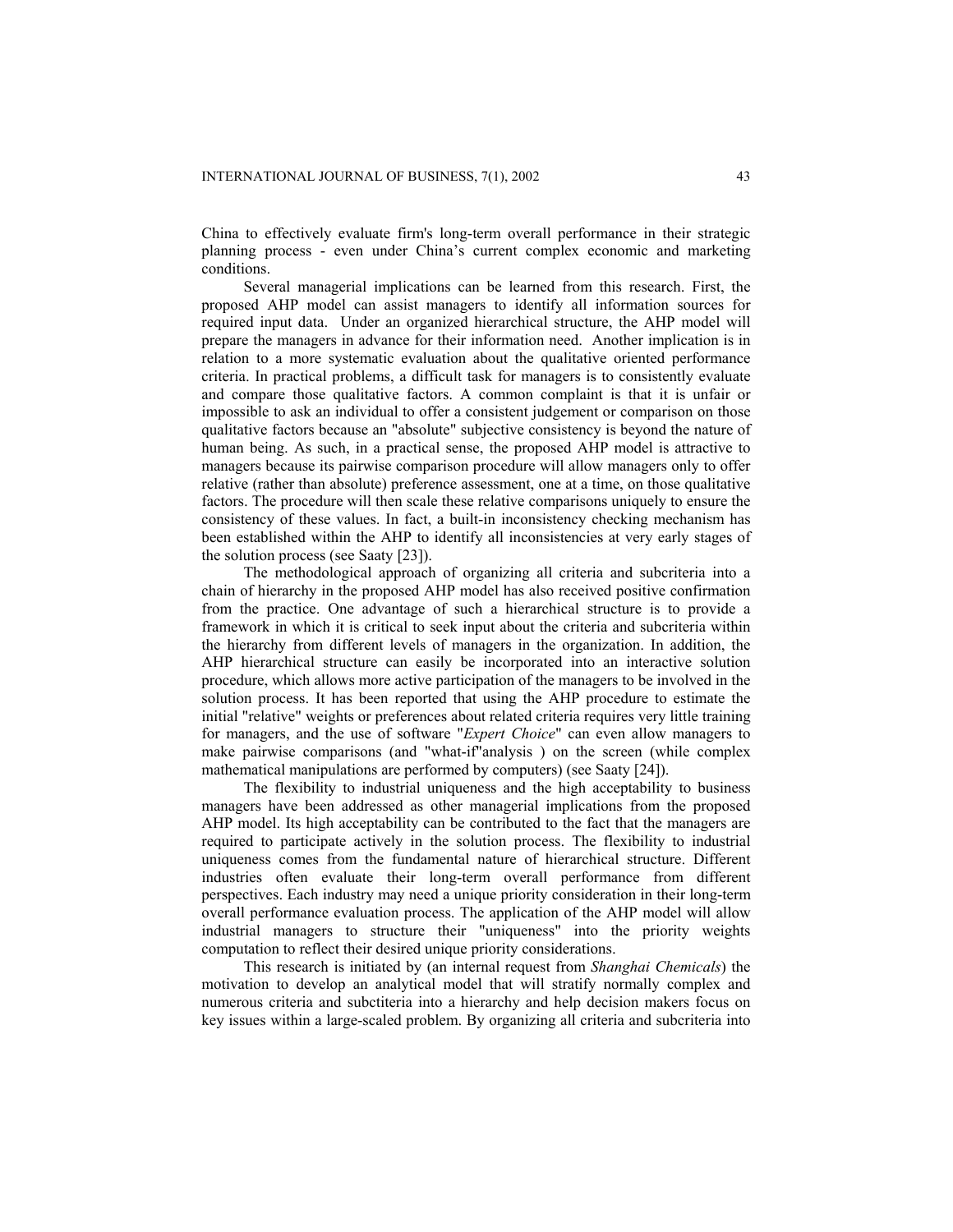China to effectively evaluate firm's long-term overall performance in their strategic planning process - even under China's current complex economic and marketing conditions.

Several managerial implications can be learned from this research. First, the proposed AHP model can assist managers to identify all information sources for required input data. Under an organized hierarchical structure, the AHP model will prepare the managers in advance for their information need. Another implication is in relation to a more systematic evaluation about the qualitative oriented performance criteria. In practical problems, a difficult task for managers is to consistently evaluate and compare those qualitative factors. A common complaint is that it is unfair or impossible to ask an individual to offer a consistent judgement or comparison on those qualitative factors because an "absolute" subjective consistency is beyond the nature of human being. As such, in a practical sense, the proposed AHP model is attractive to managers because its pairwise comparison procedure will allow managers only to offer relative (rather than absolute) preference assessment, one at a time, on those qualitative factors. The procedure will then scale these relative comparisons uniquely to ensure the consistency of these values. In fact, a built-in inconsistency checking mechanism has been established within the AHP to identify all inconsistencies at very early stages of the solution process (see Saaty [23]).

The methodological approach of organizing all criteria and subcriteria into a chain of hierarchy in the proposed AHP model has also received positive confirmation from the practice. One advantage of such a hierarchical structure is to provide a framework in which it is critical to seek input about the criteria and subcriteria within the hierarchy from different levels of managers in the organization. In addition, the AHP hierarchical structure can easily be incorporated into an interactive solution procedure, which allows more active participation of the managers to be involved in the solution process. It has been reported that using the AHP procedure to estimate the initial "relative" weights or preferences about related criteria requires very little training for managers, and the use of software "*Expert Choice*" can even allow managers to make pairwise comparisons (and "what-if"analysis ) on the screen (while complex mathematical manipulations are performed by computers) (see Saaty [24]).

The flexibility to industrial uniqueness and the high acceptability to business managers have been addressed as other managerial implications from the proposed AHP model. Its high acceptability can be contributed to the fact that the managers are required to participate actively in the solution process. The flexibility to industrial uniqueness comes from the fundamental nature of hierarchical structure. Different industries often evaluate their long-term overall performance from different perspectives. Each industry may need a unique priority consideration in their long-term overall performance evaluation process. The application of the AHP model will allow industrial managers to structure their "uniqueness" into the priority weights computation to reflect their desired unique priority considerations.

This research is initiated by (an internal request from *Shanghai Chemicals*) the motivation to develop an analytical model that will stratify normally complex and numerous criteria and subctiteria into a hierarchy and help decision makers focus on key issues within a large-scaled problem. By organizing all criteria and subcriteria into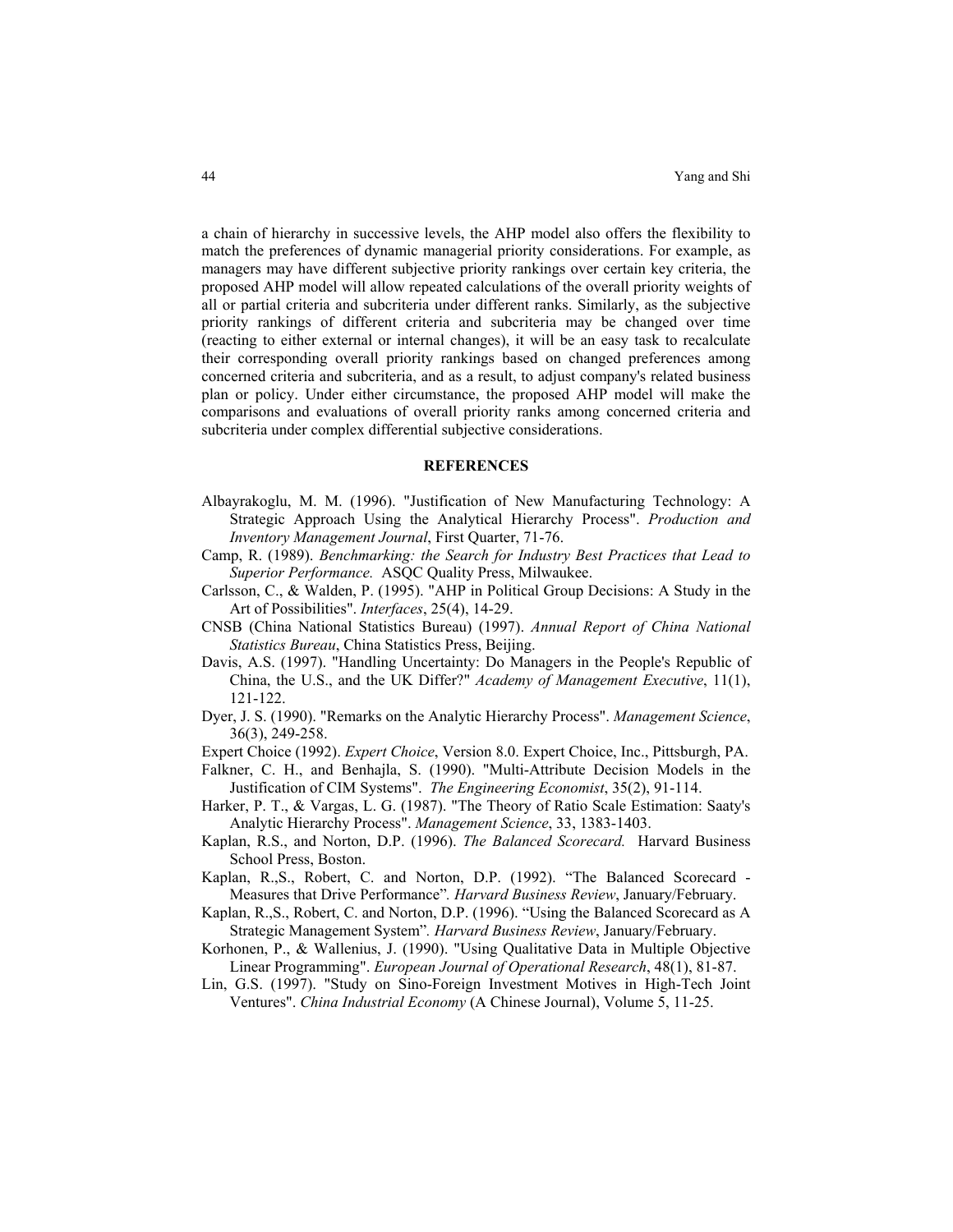a chain of hierarchy in successive levels, the AHP model also offers the flexibility to match the preferences of dynamic managerial priority considerations. For example, as managers may have different subjective priority rankings over certain key criteria, the proposed AHP model will allow repeated calculations of the overall priority weights of all or partial criteria and subcriteria under different ranks. Similarly, as the subjective priority rankings of different criteria and subcriteria may be changed over time (reacting to either external or internal changes), it will be an easy task to recalculate their corresponding overall priority rankings based on changed preferences among concerned criteria and subcriteria, and as a result, to adjust company's related business plan or policy. Under either circumstance, the proposed AHP model will make the comparisons and evaluations of overall priority ranks among concerned criteria and subcriteria under complex differential subjective considerations.

## REFERENCES

Albayrakoglu, M. M. (1996). "Justification of New Manufacturing Technology: A Strategic Approach Using the Analytical Hierarchy Process". *Production and Inventory Management Journal*, First Quarter, 71-76.

Camp, R. (1989). *Benchmarking: the Search for Industry Best Practices that Lead to Superior Performance.* ASQC Quality Press, Milwaukee.

Carlsson, C., & Walden, P. (1995). "AHP in Political Group Decisions: A Study in the Art of Possibilities". *Interfaces*, 25(4), 14-29.

CNSB (China National Statistics Bureau) (1997). *Annual Report of China National Statistics Bureau*, China Statistics Press, Beijing.

Davis, A.S. (1997). "Handling Uncertainty: Do Managers in the People's Republic of China, the U.S., and the UK Differ?" *Academy of Management Executive*, 11(1), 121-122.

Dyer, J. S. (1990). "Remarks on the Analytic Hierarchy Process". *Management Science*, 36(3), 249-258.

Expert Choice (1992). *Expert Choice*, Version 8.0. Expert Choice, Inc., Pittsburgh, PA.

Falkner, C. H., and Benhajla, S. (1990). "Multi-Attribute Decision Models in the Justification of CIM Systems". *The Engineering Economist*, 35(2), 91-114.

Harker, P. T., & Vargas, L. G. (1987). "The Theory of Ratio Scale Estimation: Saaty's Analytic Hierarchy Process". *Management Science*, 33, 1383-1403.

Kaplan, R.S., and Norton, D.P. (1996). *The Balanced Scorecard.* Harvard Business School Press, Boston.

Kaplan, R.,S., Robert, C. and Norton, D.P. (1992). "The Balanced Scorecard - Measures that Drive Performance". *Harvard Business Review*, January/February.

Kaplan, R.,S., Robert, C. and Norton, D.P. (1996). "Using the Balanced Scorecard as A Strategic Management System". *Harvard Business Review*, January/February.

Korhonen, P., & Wallenius, J. (1990). "Using Qualitative Data in Multiple Objective Linear Programming". *European Journal of Operational Research*, 48(1), 81-87.

Lin, G.S. (1997). "Study on Sino-Foreign Investment Motives in High-Tech Joint Ventures". *China Industrial Economy* (A Chinese Journal), Volume 5, 11-25.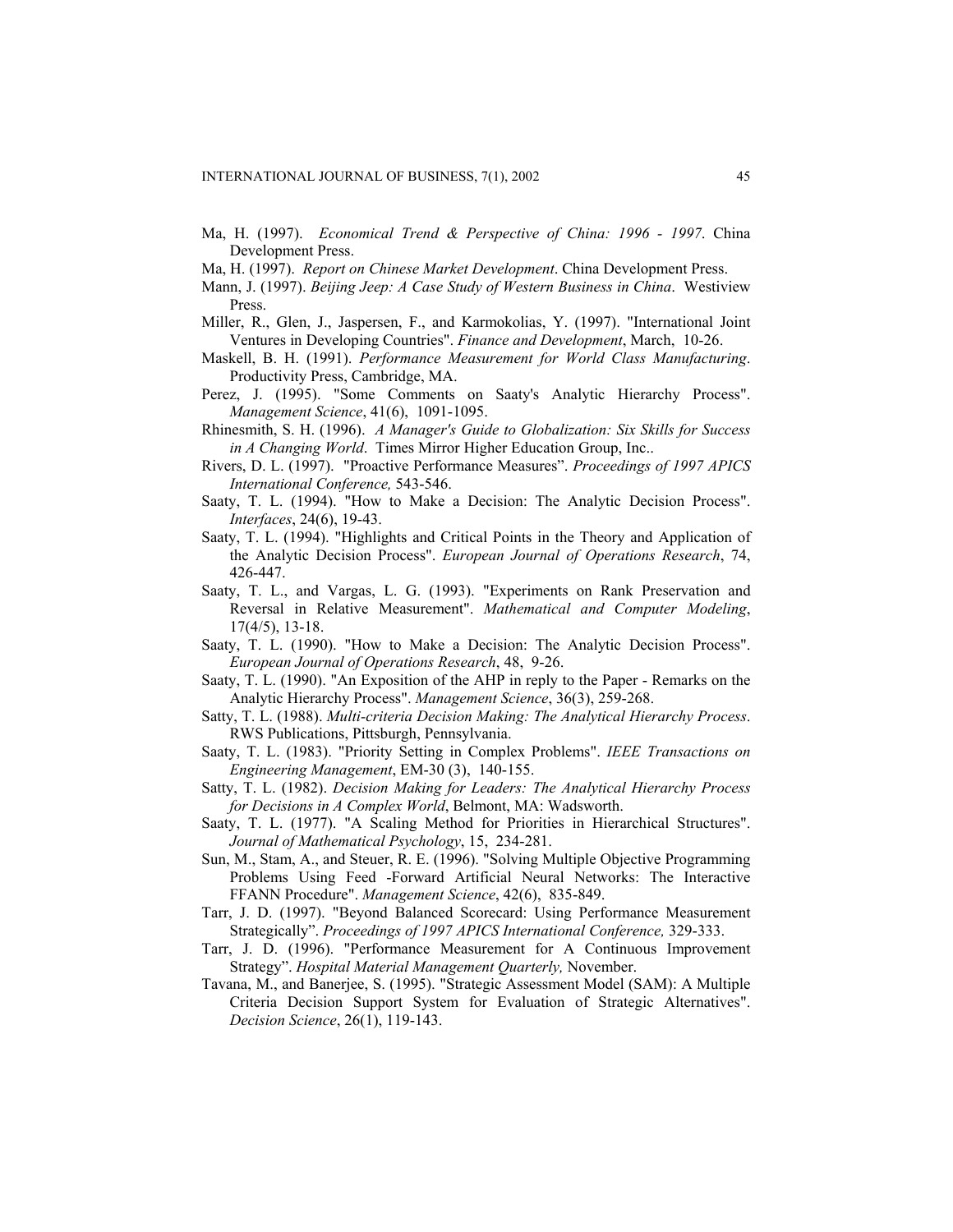Ma, H. (1997). *Economical Trend & Perspective of China: 1996 - 1997*. China Development Press.

Ma, H. (1997). *Report on Chinese Market Development*. China Development Press.

Mann, J. (1997). *Beijing Jeep: A Case Study of Western Business in China*. Westiview Press.

Miller, R., Glen, J., Jaspersen, F., and Karmokolias, Y. (1997). "International Joint Ventures in Developing Countries". *Finance and Development*, March, 10-26.

Maskell, B. H. (1991). *Performance Measurement for World Class Manufacturing*. Productivity Press, Cambridge, MA.

Perez, J. (1995). "Some Comments on Saaty's Analytic Hierarchy Process". *Management Science*, 41(6), 1091-1095.

Rhinesmith, S. H. (1996). *A Manager's Guide to Globalization: Six Skills for Success in A Changing World*. Times Mirror Higher Education Group, Inc..

Rivers, D. L. (1997). "Proactive Performance Measures". *Proceedings of 1997 APICS International Conference,* 543-546.

Saaty, T. L. (1994). "How to Make a Decision: The Analytic Decision Process". *Interfaces*, 24(6), 19-43.

Saaty, T. L. (1994). "Highlights and Critical Points in the Theory and Application of the Analytic Decision Process". *European Journal of Operations Research*, 74, 426-447.

Saaty, T. L., and Vargas, L. G. (1993). "Experiments on Rank Preservation and Reversal in Relative Measurement". *Mathematical and Computer Modeling*, 17(4/5), 13-18.

Saaty, T. L. (1990). "How to Make a Decision: The Analytic Decision Process". *European Journal of Operations Research*, 48, 9-26.

Saaty, T. L. (1990). "An Exposition of the AHP in reply to the Paper - Remarks on the Analytic Hierarchy Process". *Management Science*, 36(3), 259-268.

Satty, T. L. (1988). *Multi-criteria Decision Making: The Analytical Hierarchy Process*. RWS Publications, Pittsburgh, Pennsylvania.

Saaty, T. L. (1983). "Priority Setting in Complex Problems". *IEEE Transactions on Engineering Management*, EM-30 (3), 140-155.

Satty, T. L. (1982). *Decision Making for Leaders: The Analytical Hierarchy Process for Decisions in A Complex World*, Belmont, MA: Wadsworth.

Saaty, T. L. (1977). "A Scaling Method for Priorities in Hierarchical Structures". *Journal of Mathematical Psychology*, 15, 234-281.

Sun, M., Stam, A., and Steuer, R. E. (1996). "Solving Multiple Objective Programming Problems Using Feed -Forward Artificial Neural Networks: The Interactive FFANN Procedure". *Management Science*, 42(6), 835-849.

Tarr, J. D. (1997). "Beyond Balanced Scorecard: Using Performance Measurement Strategically". *Proceedings of 1997 APICS International Conference,* 329-333.

Tarr, J. D. (1996). "Performance Measurement for A Continuous Improvement Strategy". *Hospital Material Management Quarterly,* November.

Tavana, M., and Banerjee, S. (1995). "Strategic Assessment Model (SAM): A Multiple Criteria Decision Support System for Evaluation of Strategic Alternatives". *Decision Science*, 26(1), 119-143.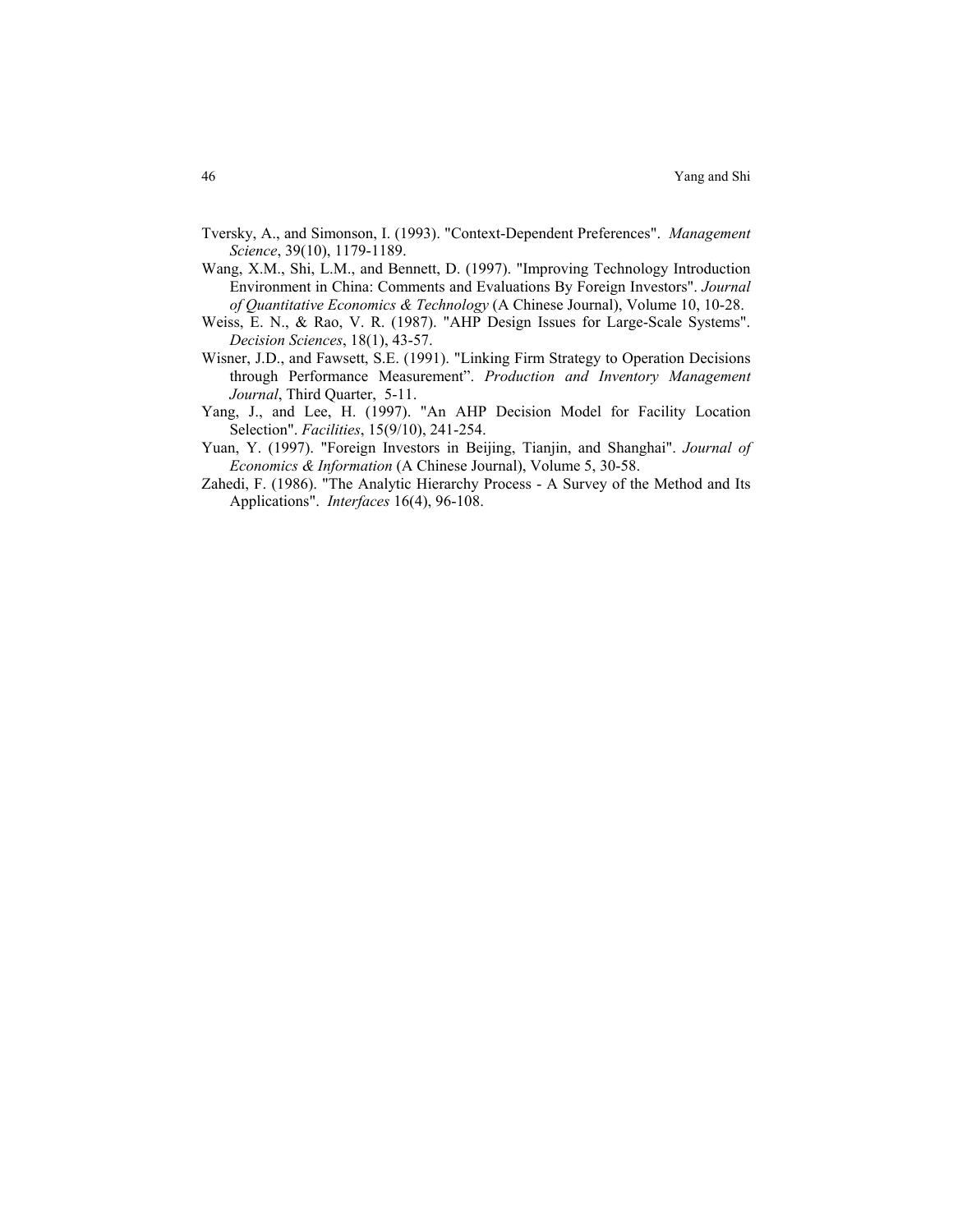Tversky, A., and Simonson, I. (1993). "Context-Dependent Preferences". *Management Science*, 39(10), 1179-1189.

Wang, X.M., Shi, L.M., and Bennett, D. (1997). "Improving Technology Introduction Environment in China: Comments and Evaluations By Foreign Investors". *Journal of Quantitative Economics & Technology* (A Chinese Journal), Volume 10, 10-28.

Weiss, E. N., & Rao, V. R. (1987). "AHP Design Issues for Large-Scale Systems". *Decision Sciences*, 18(1), 43-57.

Wisner, J.D., and Fawsett, S.E. (1991). "Linking Firm Strategy to Operation Decisions through Performance Measurement". *Production and Inventory Management Journal*, Third Quarter, 5-11.

Yang, J., and Lee, H. (1997). "An AHP Decision Model for Facility Location Selection". *Facilities*, 15(9/10), 241-254.

Yuan, Y. (1997). "Foreign Investors in Beijing, Tianjin, and Shanghai". *Journal of Economics & Information* (A Chinese Journal), Volume 5, 30-58.

Zahedi, F. (1986). "The Analytic Hierarchy Process - A Survey of the Method and Its Applications". *Interfaces* 16(4), 96-108.